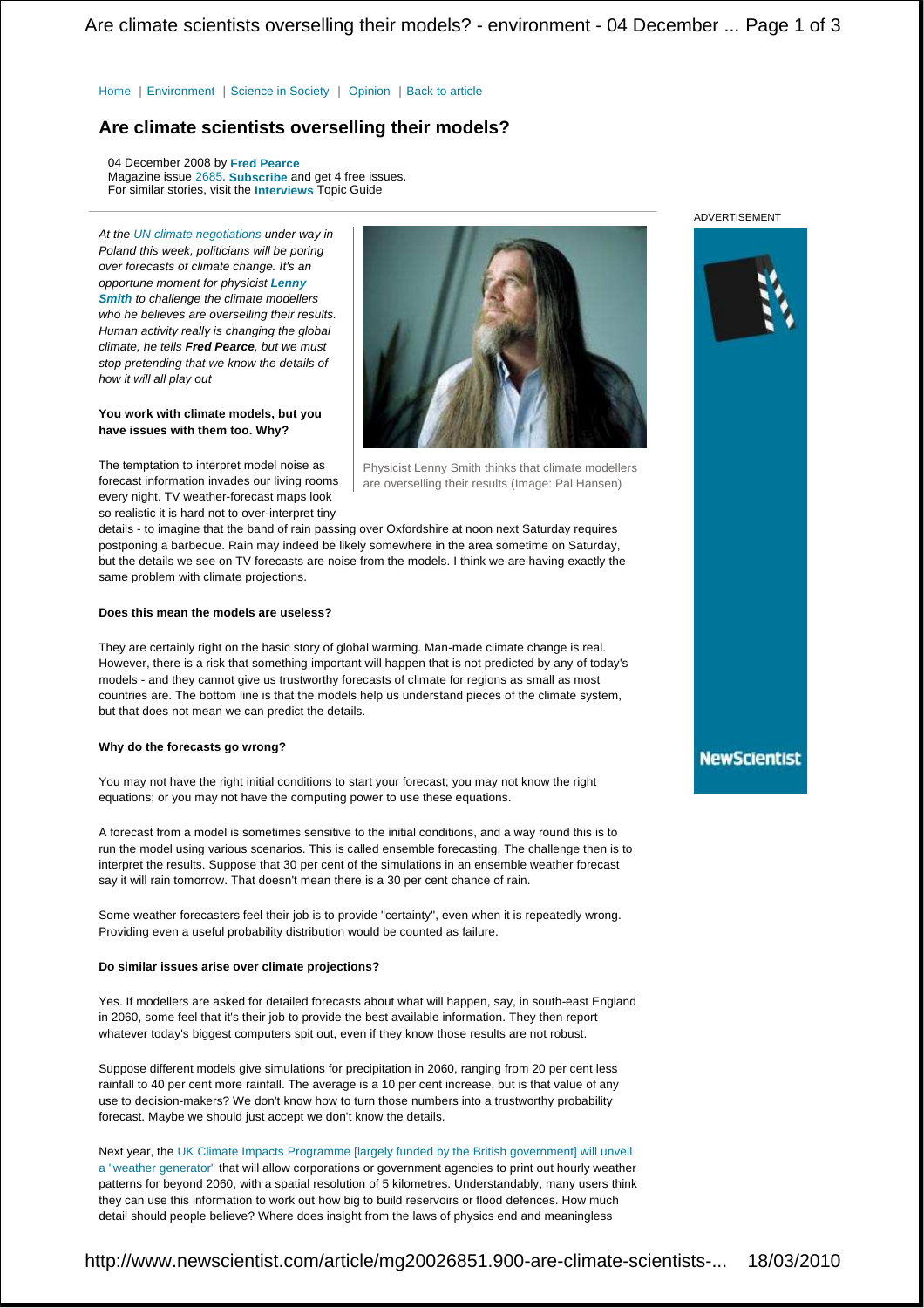Home | Environment | Science in Society | Opinion | Back to article

# Are climate scientists overselling their models?

04 December 2008 by **Fred Pearce**
Magazine issue 2685. **Subscribe** and get 4 free issues.
For similar stories, visit the **Interviews** Topic Guide

*At the UN climate negotiations under way in Poland this week, politicians will be poring over forecasts of climate change. It's an opportune moment for physicist **Lenny Smith** to challenge the climate modellers who he believes are overselling their results. Human activity really is changing the global climate, he tells **Fred Pearce**, but we must stop pretending that we know the details of how it will all play out*

Physicist Lenny Smith thinks that climate modellers are overselling their results (Image: Pal Hansen)

**You work with climate models, but you have issues with them too. Why?**

The temptation to interpret model noise as forecast information invades our living rooms every night. TV weather-forecast maps look so realistic it is hard not to over-interpret tiny details - to imagine that the band of rain passing over Oxfordshire at noon next Saturday requires postponing a barbecue. Rain may indeed be likely somewhere in the area sometime on Saturday, but the details we see on TV forecasts are noise from the models. I think we are having exactly the same problem with climate projections.

**Does this mean the models are useless?**

They are certainly right on the basic story of global warming. Man-made climate change is real. However, there is a risk that something important will happen that is not predicted by any of today's models - and they cannot give us trustworthy forecasts of climate for regions as small as most countries are. The bottom line is that the models help us understand pieces of the climate system, but that does not mean we can predict the details.

**Why do the forecasts go wrong?**

You may not have the right initial conditions to start your forecast; you may not know the right equations; or you may not have the computing power to use these equations.

A forecast from a model is sometimes sensitive to the initial conditions, and a way round this is to run the model using various scenarios. This is called ensemble forecasting. The challenge then is to interpret the results. Suppose that 30 per cent of the simulations in an ensemble weather forecast say it will rain tomorrow. That doesn't mean there is a 30 per cent chance of rain.

Some weather forecasters feel their job is to provide "certainty", even when it is repeatedly wrong. Providing even a useful probability distribution would be counted as failure.

**Do similar issues arise over climate projections?**

Yes. If modellers are asked for detailed forecasts about what will happen, say, in south-east England in 2060, some feel that it's their job to provide the best available information. They then report whatever today's biggest computers spit out, even if they know those results are not robust.

Suppose different models give simulations for precipitation in 2060, ranging from 20 per cent less rainfall to 40 per cent more rainfall. The average is a 10 per cent increase, but is that value of any use to decision-makers? We don't know how to turn those numbers into a trustworthy probability forecast. Maybe we should just accept we don't know the details.

Next year, the UK Climate Impacts Programme [largely funded by the British government] will unveil a "weather generator" that will allow corporations or government agencies to print out hourly weather patterns for beyond 2060, with a spatial resolution of 5 kilometres. Understandably, many users think they can use this information to work out how big to build reservoirs or flood defences. How much detail should people believe? Where does insight from the laws of physics end and meaningless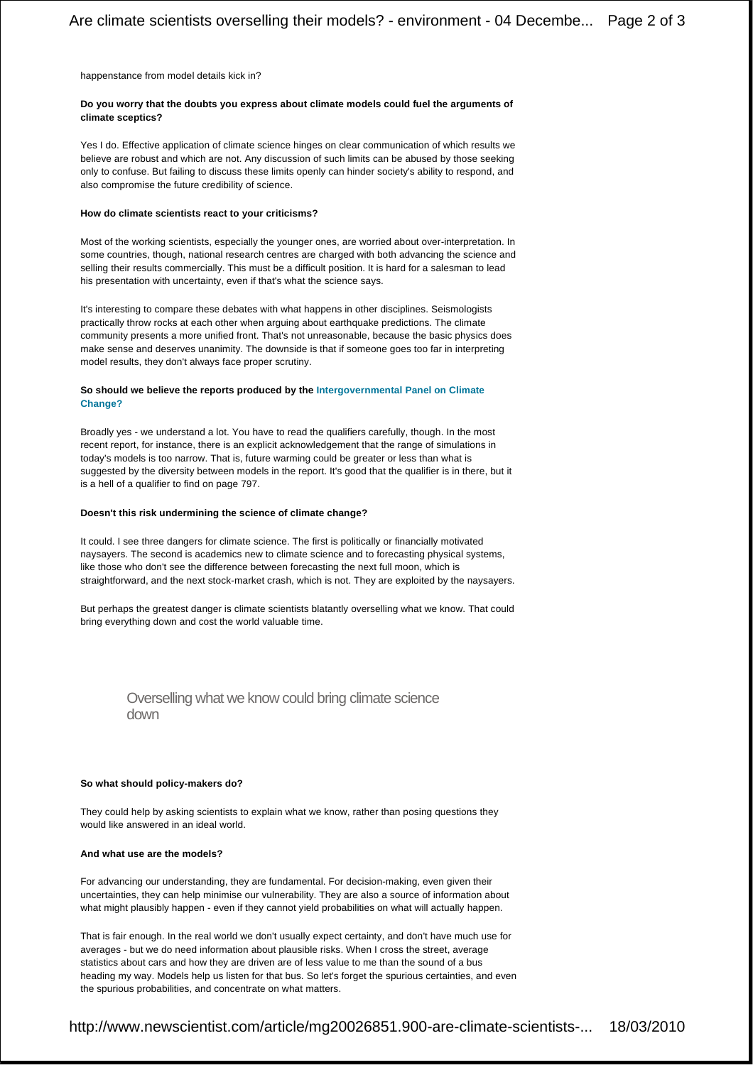happenstance from model details kick in?

**Do you worry that the doubts you express about climate models could fuel the arguments of climate sceptics?**

Yes I do. Effective application of climate science hinges on clear communication of which results we believe are robust and which are not. Any discussion of such limits can be abused by those seeking only to confuse. But failing to discuss these limits openly can hinder society's ability to respond, and also compromise the future credibility of science.

**How do climate scientists react to your criticisms?**

Most of the working scientists, especially the younger ones, are worried about over-interpretation. In some countries, though, national research centres are charged with both advancing the science and selling their results commercially. This must be a difficult position. It is hard for a salesman to lead his presentation with uncertainty, even if that's what the science says.

It's interesting to compare these debates with what happens in other disciplines. Seismologists practically throw rocks at each other when arguing about earthquake predictions. The climate community presents a more unified front. That's not unreasonable, because the basic physics does make sense and deserves unanimity. The downside is that if someone goes too far in interpreting model results, they don't always face proper scrutiny.

**So should we believe the reports produced by the Intergovernmental Panel on Climate Change?**

Broadly yes - we understand a lot. You have to read the qualifiers carefully, though. In the most recent report, for instance, there is an explicit acknowledgement that the range of simulations in today's models is too narrow. That is, future warming could be greater or less than what is suggested by the diversity between models in the report. It's good that the qualifier is in there, but it is a hell of a qualifier to find on page 797.

**Doesn't this risk undermining the science of climate change?**

It could. I see three dangers for climate science. The first is politically or financially motivated naysayers. The second is academics new to climate science and to forecasting physical systems, like those who don't see the difference between forecasting the next full moon, which is straightforward, and the next stock-market crash, which is not. They are exploited by the naysayers.

But perhaps the greatest danger is climate scientists blatantly overselling what we know. That could bring everything down and cost the world valuable time.

> Overselling what we know could bring climate science down

**So what should policy-makers do?**

They could help by asking scientists to explain what we know, rather than posing questions they would like answered in an ideal world.

**And what use are the models?**

For advancing our understanding, they are fundamental. For decision-making, even given their uncertainties, they can help minimise our vulnerability. They are also a source of information about what might plausibly happen - even if they cannot yield probabilities on what will actually happen.

That is fair enough. In the real world we don't usually expect certainty, and don't have much use for averages - but we do need information about plausible risks. When I cross the street, average statistics about cars and how they are driven are of less value to me than the sound of a bus heading my way. Models help us listen for that bus. So let's forget the spurious certainties, and even the spurious probabilities, and concentrate on what matters.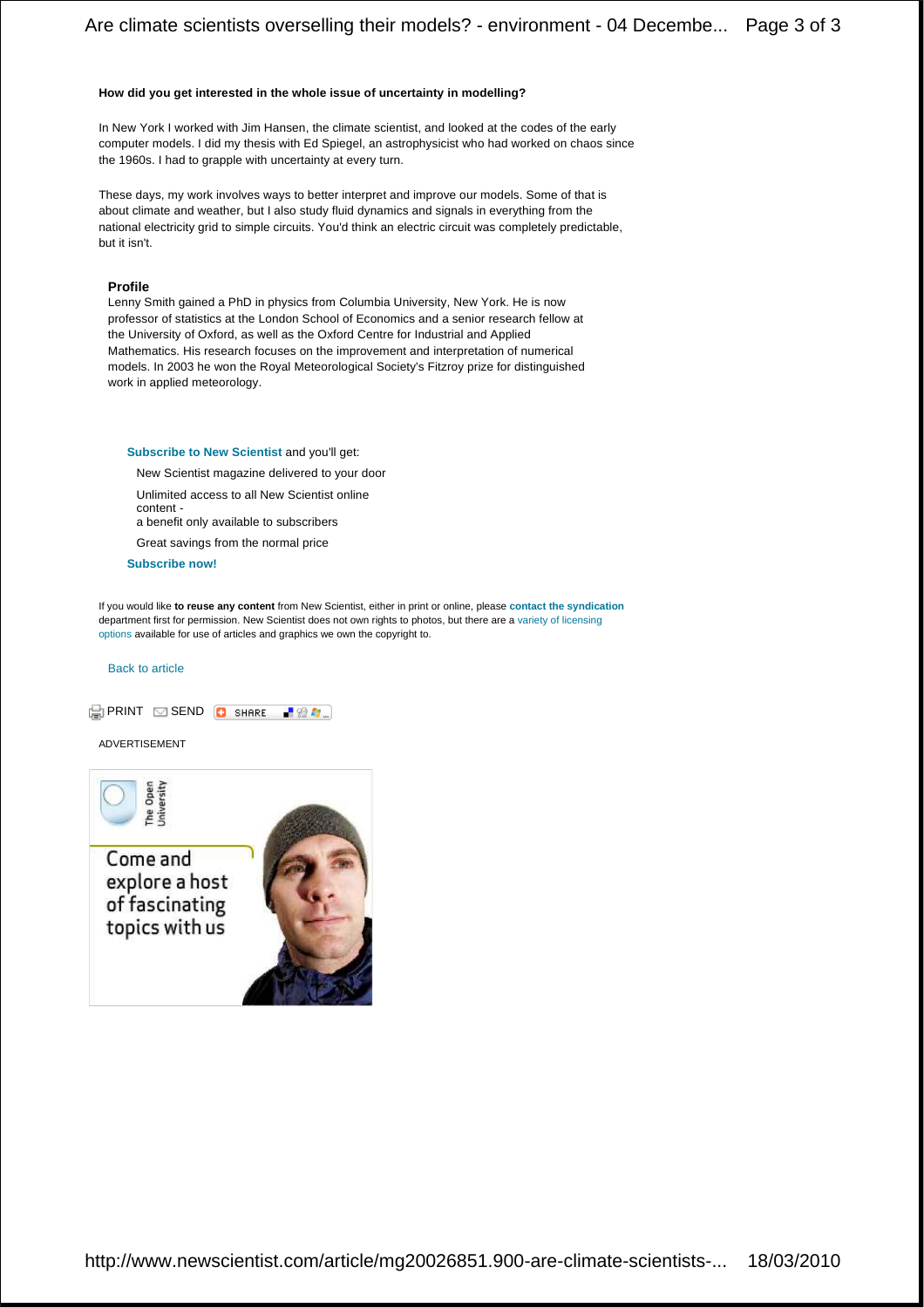**How did you get interested in the whole issue of uncertainty in modelling?**

In New York I worked with Jim Hansen, the climate scientist, and looked at the codes of the early computer models. I did my thesis with Ed Spiegel, an astrophysicist who had worked on chaos since the 1960s. I had to grapple with uncertainty at every turn.

These days, my work involves ways to better interpret and improve our models. Some of that is about climate and weather, but I also study fluid dynamics and signals in everything from the national electricity grid to simple circuits. You'd think an electric circuit was completely predictable, but it isn't.

### Profile

Lenny Smith gained a PhD in physics from Columbia University, New York. He is now professor of statistics at the London School of Economics and a senior research fellow at the University of Oxford, as well as the Oxford Centre for Industrial and Applied Mathematics. His research focuses on the improvement and interpretation of numerical models. In 2003 he won the Royal Meteorological Society's Fitzroy prize for distinguished work in applied meteorology.

**Subscribe to New Scientist** and you'll get:

- New Scientist magazine delivered to your door
- Unlimited access to all New Scientist online content - a benefit only available to subscribers
- Great savings from the normal price

**Subscribe now!**

If you would like **to reuse any content** from New Scientist, either in print or online, please **contact the syndication** department first for permission. New Scientist does not own rights to photos, but there are a variety of licensing options available for use of articles and graphics we own the copyright to.

Back to article

PRINT SEND SHARE

ADVERTISEMENT

The Open University

Come and explore a host of fascinating topics with us